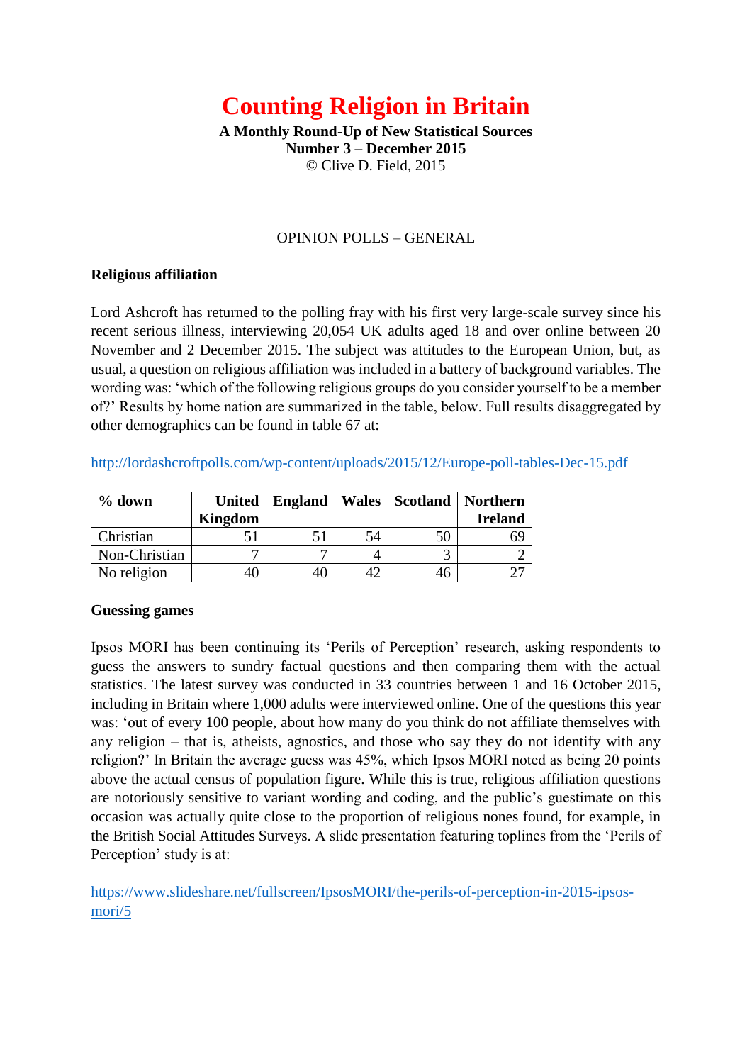# Counting Religion in Britain

**A Monthly Round-Up of New Statistical Sources**
**Number 3 – December 2015**
© Clive D. Field, 2015

OPINION POLLS – GENERAL

### Religious affiliation

Lord Ashcroft has returned to the polling fray with his first very large-scale survey since his recent serious illness, interviewing 20,054 UK adults aged 18 and over online between 20 November and 2 December 2015. The subject was attitudes to the European Union, but, as usual, a question on religious affiliation was included in a battery of background variables. The wording was: 'which of the following religious groups do you consider yourself to be a member of?' Results by home nation are summarized in the table, below. Full results disaggregated by other demographics can be found in table 67 at:

http://lordashcroftpolls.com/wp-content/uploads/2015/12/Europe-poll-tables-Dec-15.pdf

| % down | United Kingdom | England | Wales | Scotland | Northern Ireland |
|---|---|---|---|---|---|
| Christian | 51 | 51 | 54 | 50 | 69 |
| Non-Christian | 7 | 7 | 4 | 3 | 2 |
| No religion | 40 | 40 | 42 | 46 | 27 |

### Guessing games

Ipsos MORI has been continuing its 'Perils of Perception' research, asking respondents to guess the answers to sundry factual questions and then comparing them with the actual statistics. The latest survey was conducted in 33 countries between 1 and 16 October 2015, including in Britain where 1,000 adults were interviewed online. One of the questions this year was: 'out of every 100 people, about how many do you think do not affiliate themselves with any religion – that is, atheists, agnostics, and those who say they do not identify with any religion?' In Britain the average guess was 45%, which Ipsos MORI noted as being 20 points above the actual census of population figure. While this is true, religious affiliation questions are notoriously sensitive to variant wording and coding, and the public's guestimate on this occasion was actually quite close to the proportion of religious nones found, for example, in the British Social Attitudes Surveys. A slide presentation featuring toplines from the 'Perils of Perception' study is at:

https://www.slideshare.net/fullscreen/IpsosMORI/the-perils-of-perception-in-2015-ipsos-mori/5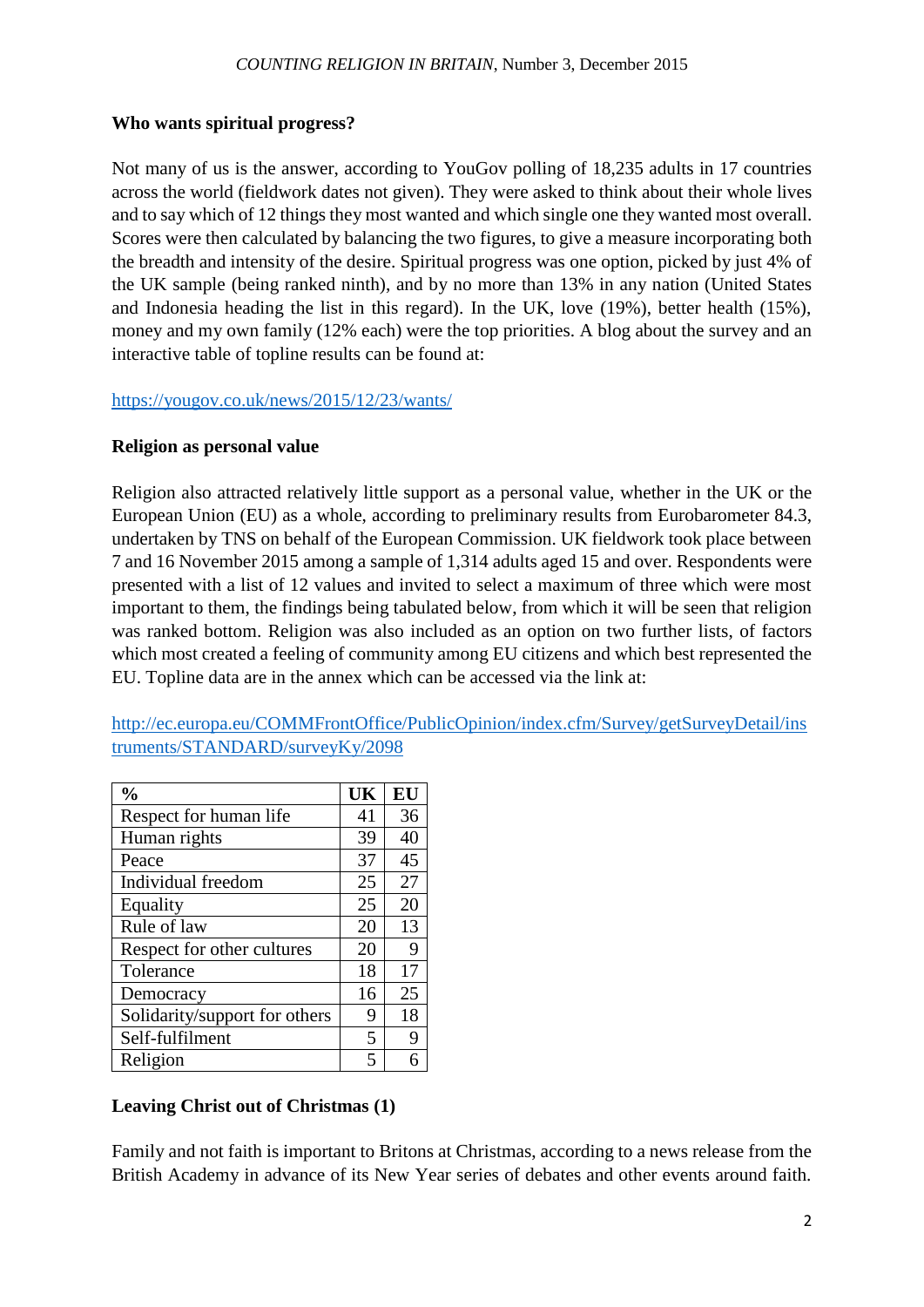### Who wants spiritual progress?

Not many of us is the answer, according to YouGov polling of 18,235 adults in 17 countries across the world (fieldwork dates not given). They were asked to think about their whole lives and to say which of 12 things they most wanted and which single one they wanted most overall. Scores were then calculated by balancing the two figures, to give a measure incorporating both the breadth and intensity of the desire. Spiritual progress was one option, picked by just 4% of the UK sample (being ranked ninth), and by no more than 13% in any nation (United States and Indonesia heading the list in this regard). In the UK, love (19%), better health (15%), money and my own family (12% each) were the top priorities. A blog about the survey and an interactive table of topline results can be found at:

https://yougov.co.uk/news/2015/12/23/wants/

### Religion as personal value

Religion also attracted relatively little support as a personal value, whether in the UK or the European Union (EU) as a whole, according to preliminary results from Eurobarometer 84.3, undertaken by TNS on behalf of the European Commission. UK fieldwork took place between 7 and 16 November 2015 among a sample of 1,314 adults aged 15 and over. Respondents were presented with a list of 12 values and invited to select a maximum of three which were most important to them, the findings being tabulated below, from which it will be seen that religion was ranked bottom. Religion was also included as an option on two further lists, of factors which most created a feeling of community among EU citizens and which best represented the EU. Topline data are in the annex which can be accessed via the link at:

http://ec.europa.eu/COMMFrontOffice/PublicOpinion/index.cfm/Survey/getSurveyDetail/instruments/STANDARD/surveyKy/2098

| % | UK | EU |
|---|---|---|
| Respect for human life | 41 | 36 |
| Human rights | 39 | 40 |
| Peace | 37 | 45 |
| Individual freedom | 25 | 27 |
| Equality | 25 | 20 |
| Rule of law | 20 | 13 |
| Respect for other cultures | 20 | 9 |
| Tolerance | 18 | 17 |
| Democracy | 16 | 25 |
| Solidarity/support for others | 9 | 18 |
| Self-fulfilment | 5 | 9 |
| Religion | 5 | 6 |

### Leaving Christ out of Christmas (1)

Family and not faith is important to Britons at Christmas, according to a news release from the British Academy in advance of its New Year series of debates and other events around faith.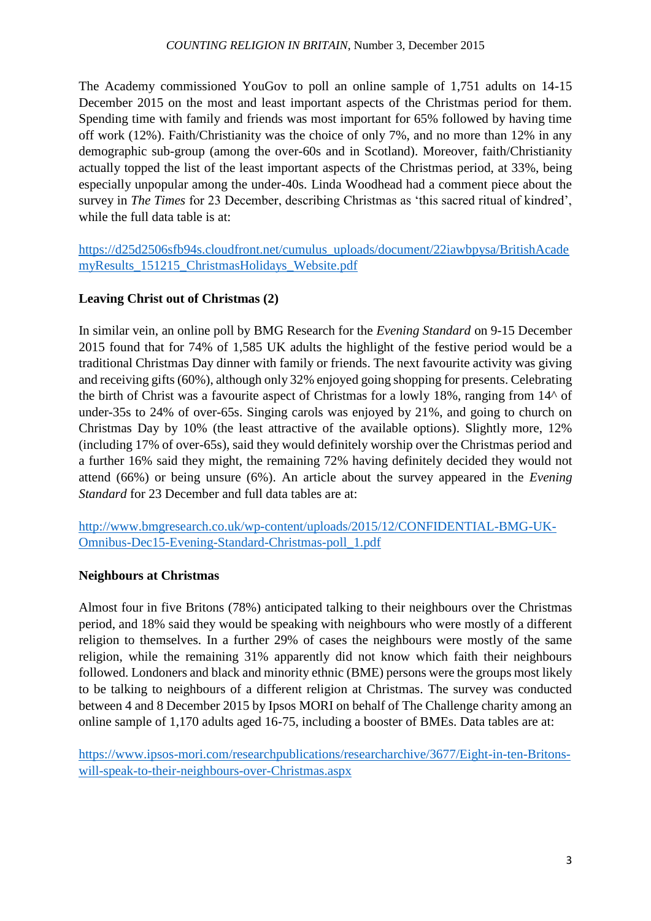The Academy commissioned YouGov to poll an online sample of 1,751 adults on 14-15 December 2015 on the most and least important aspects of the Christmas period for them. Spending time with family and friends was most important for 65% followed by having time off work (12%). Faith/Christianity was the choice of only 7%, and no more than 12% in any demographic sub-group (among the over-60s and in Scotland). Moreover, faith/Christianity actually topped the list of the least important aspects of the Christmas period, at 33%, being especially unpopular among the under-40s. Linda Woodhead had a comment piece about the survey in *The Times* for 23 December, describing Christmas as 'this sacred ritual of kindred', while the full data table is at:

https://d25d2506sfb94s.cloudfront.net/cumulus_uploads/document/22iawbpysa/BritishAcademyResults_151215_ChristmasHolidays_Website.pdf

**Leaving Christ out of Christmas (2)**

In similar vein, an online poll by BMG Research for the *Evening Standard* on 9-15 December 2015 found that for 74% of 1,585 UK adults the highlight of the festive period would be a traditional Christmas Day dinner with family or friends. The next favourite activity was giving and receiving gifts (60%), although only 32% enjoyed going shopping for presents. Celebrating the birth of Christ was a favourite aspect of Christmas for a lowly 18%, ranging from 14^ of under-35s to 24% of over-65s. Singing carols was enjoyed by 21%, and going to church on Christmas Day by 10% (the least attractive of the available options). Slightly more, 12% (including 17% of over-65s), said they would definitely worship over the Christmas period and a further 16% said they might, the remaining 72% having definitely decided they would not attend (66%) or being unsure (6%). An article about the survey appeared in the *Evening Standard* for 23 December and full data tables are at:

http://www.bmgresearch.co.uk/wp-content/uploads/2015/12/CONFIDENTIAL-BMG-UK-Omnibus-Dec15-Evening-Standard-Christmas-poll_1.pdf

**Neighbours at Christmas**

Almost four in five Britons (78%) anticipated talking to their neighbours over the Christmas period, and 18% said they would be speaking with neighbours who were mostly of a different religion to themselves. In a further 29% of cases the neighbours were mostly of the same religion, while the remaining 31% apparently did not know which faith their neighbours followed. Londoners and black and minority ethnic (BME) persons were the groups most likely to be talking to neighbours of a different religion at Christmas. The survey was conducted between 4 and 8 December 2015 by Ipsos MORI on behalf of The Challenge charity among an online sample of 1,170 adults aged 16-75, including a booster of BMEs. Data tables are at:

https://www.ipsos-mori.com/researchpublications/researcharchive/3677/Eight-in-ten-Britons-will-speak-to-their-neighbours-over-Christmas.aspx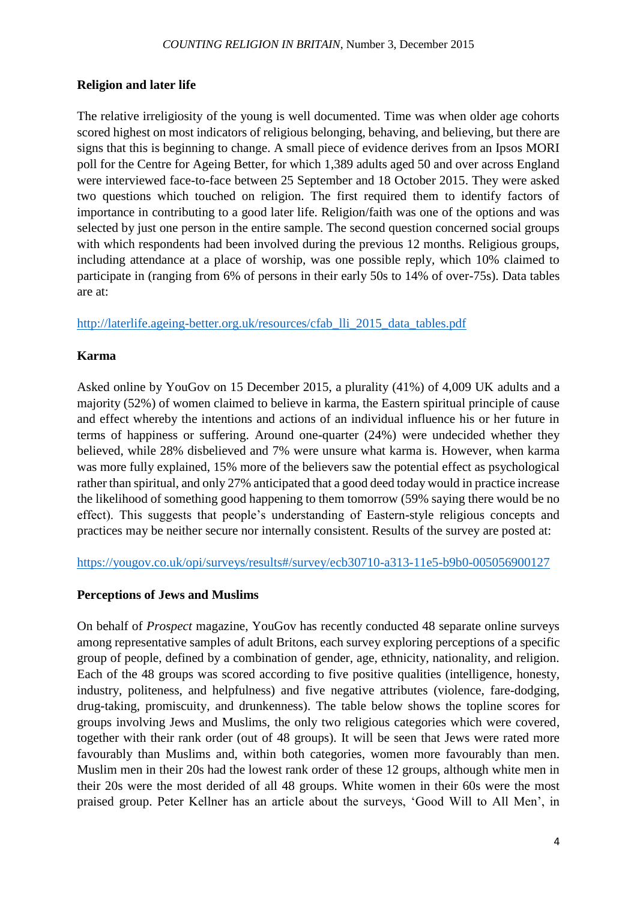### Religion and later life

The relative irreligiosity of the young is well documented. Time was when older age cohorts scored highest on most indicators of religious belonging, behaving, and believing, but there are signs that this is beginning to change. A small piece of evidence derives from an Ipsos MORI poll for the Centre for Ageing Better, for which 1,389 adults aged 50 and over across England were interviewed face-to-face between 25 September and 18 October 2015. They were asked two questions which touched on religion. The first required them to identify factors of importance in contributing to a good later life. Religion/faith was one of the options and was selected by just one person in the entire sample. The second question concerned social groups with which respondents had been involved during the previous 12 months. Religious groups, including attendance at a place of worship, was one possible reply, which 10% claimed to participate in (ranging from 6% of persons in their early 50s to 14% of over-75s). Data tables are at:

http://laterlife.ageing-better.org.uk/resources/cfab_lli_2015_data_tables.pdf

### Karma

Asked online by YouGov on 15 December 2015, a plurality (41%) of 4,009 UK adults and a majority (52%) of women claimed to believe in karma, the Eastern spiritual principle of cause and effect whereby the intentions and actions of an individual influence his or her future in terms of happiness or suffering. Around one-quarter (24%) were undecided whether they believed, while 28% disbelieved and 7% were unsure what karma is. However, when karma was more fully explained, 15% more of the believers saw the potential effect as psychological rather than spiritual, and only 27% anticipated that a good deed today would in practice increase the likelihood of something good happening to them tomorrow (59% saying there would be no effect). This suggests that people's understanding of Eastern-style religious concepts and practices may be neither secure nor internally consistent. Results of the survey are posted at:

https://yougov.co.uk/opi/surveys/results#/survey/ecb30710-a313-11e5-b9b0-005056900127

### Perceptions of Jews and Muslims

On behalf of *Prospect* magazine, YouGov has recently conducted 48 separate online surveys among representative samples of adult Britons, each survey exploring perceptions of a specific group of people, defined by a combination of gender, age, ethnicity, nationality, and religion. Each of the 48 groups was scored according to five positive qualities (intelligence, honesty, industry, politeness, and helpfulness) and five negative attributes (violence, fare-dodging, drug-taking, promiscuity, and drunkenness). The table below shows the topline scores for groups involving Jews and Muslims, the only two religious categories which were covered, together with their rank order (out of 48 groups). It will be seen that Jews were rated more favourably than Muslims and, within both categories, women more favourably than men. Muslim men in their 20s had the lowest rank order of these 12 groups, although white men in their 20s were the most derided of all 48 groups. White women in their 60s were the most praised group. Peter Kellner has an article about the surveys, 'Good Will to All Men', in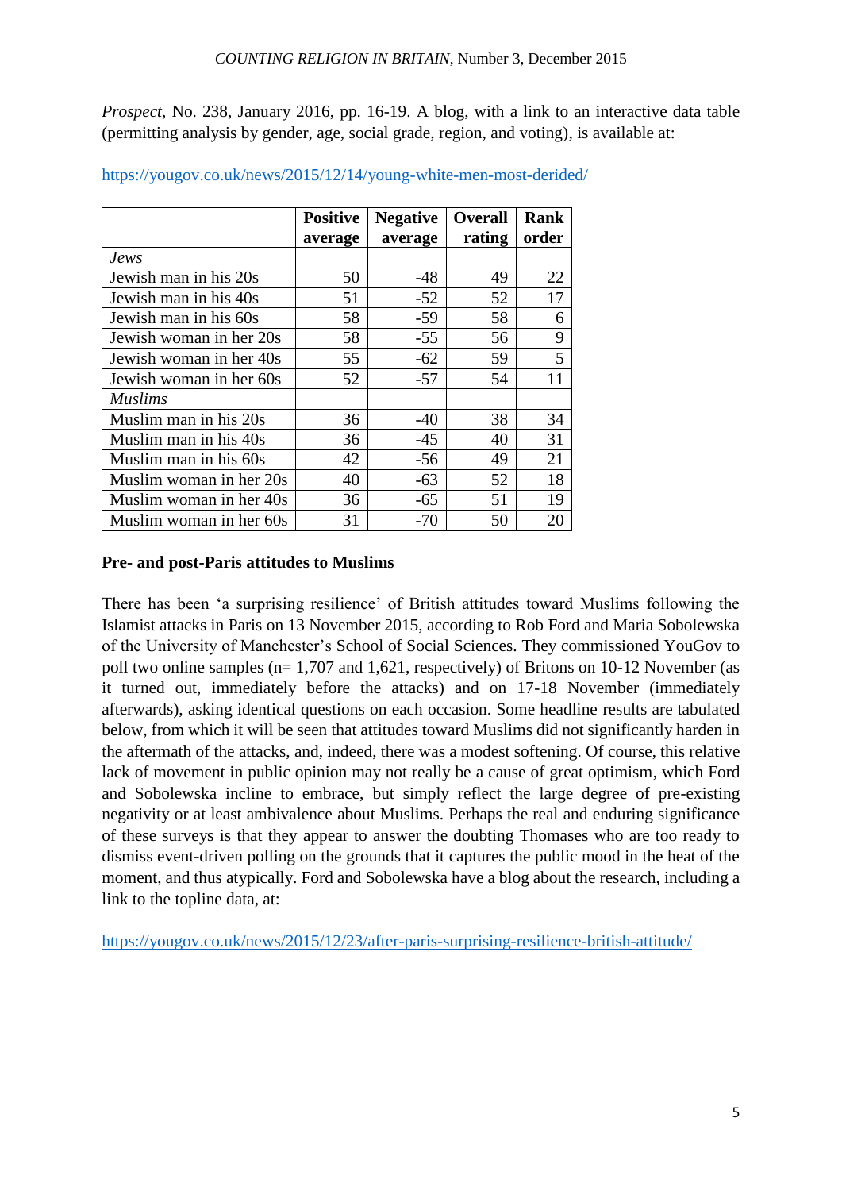*Prospect*, No. 238, January 2016, pp. 16-19. A blog, with a link to an interactive data table (permitting analysis by gender, age, social grade, region, and voting), is available at:

https://yougov.co.uk/news/2015/12/14/young-white-men-most-derided/

| | Positive average | Negative average | Overall rating | Rank order |
|---|---|---|---|---|
| *Jews* | | | | |
| Jewish man in his 20s | 50 | -48 | 49 | 22 |
| Jewish man in his 40s | 51 | -52 | 52 | 17 |
| Jewish man in his 60s | 58 | -59 | 58 | 6 |
| Jewish woman in her 20s | 58 | -55 | 56 | 9 |
| Jewish woman in her 40s | 55 | -62 | 59 | 5 |
| Jewish woman in her 60s | 52 | -57 | 54 | 11 |
| *Muslims* | | | | |
| Muslim man in his 20s | 36 | -40 | 38 | 34 |
| Muslim man in his 40s | 36 | -45 | 40 | 31 |
| Muslim man in his 60s | 42 | -56 | 49 | 21 |
| Muslim woman in her 20s | 40 | -63 | 52 | 18 |
| Muslim woman in her 40s | 36 | -65 | 51 | 19 |
| Muslim woman in her 60s | 31 | -70 | 50 | 20 |

**Pre- and post-Paris attitudes to Muslims**

There has been 'a surprising resilience' of British attitudes toward Muslims following the Islamist attacks in Paris on 13 November 2015, according to Rob Ford and Maria Sobolewska of the University of Manchester's School of Social Sciences. They commissioned YouGov to poll two online samples (n= 1,707 and 1,621, respectively) of Britons on 10-12 November (as it turned out, immediately before the attacks) and on 17-18 November (immediately afterwards), asking identical questions on each occasion. Some headline results are tabulated below, from which it will be seen that attitudes toward Muslims did not significantly harden in the aftermath of the attacks, and, indeed, there was a modest softening. Of course, this relative lack of movement in public opinion may not really be a cause of great optimism, which Ford and Sobolewska incline to embrace, but simply reflect the large degree of pre-existing negativity or at least ambivalence about Muslims. Perhaps the real and enduring significance of these surveys is that they appear to answer the doubting Thomases who are too ready to dismiss event-driven polling on the grounds that it captures the public mood in the heat of the moment, and thus atypically. Ford and Sobolewska have a blog about the research, including a link to the topline data, at:

https://yougov.co.uk/news/2015/12/23/after-paris-surprising-resilience-british-attitude/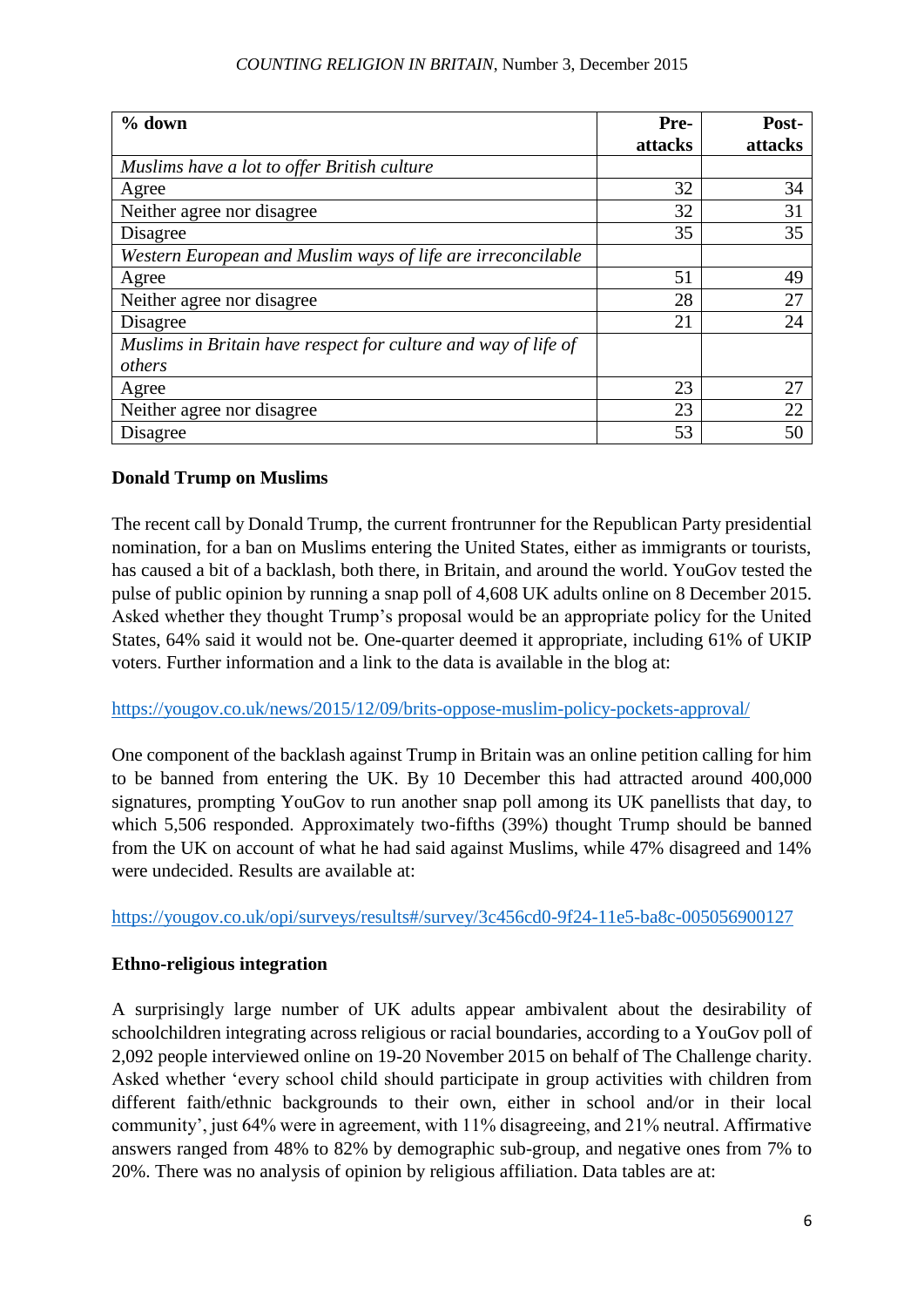| % down | Pre-attacks | Post-attacks |
|---|---|---|
| *Muslims have a lot to offer British culture* | | |
| Agree | 32 | 34 |
| Neither agree nor disagree | 32 | 31 |
| Disagree | 35 | 35 |
| *Western European and Muslim ways of life are irreconcilable* | | |
| Agree | 51 | 49 |
| Neither agree nor disagree | 28 | 27 |
| Disagree | 21 | 24 |
| *Muslims in Britain have respect for culture and way of life of others* | | |
| Agree | 23 | 27 |
| Neither agree nor disagree | 23 | 22 |
| Disagree | 53 | 50 |

**Donald Trump on Muslims**

The recent call by Donald Trump, the current frontrunner for the Republican Party presidential nomination, for a ban on Muslims entering the United States, either as immigrants or tourists, has caused a bit of a backlash, both there, in Britain, and around the world. YouGov tested the pulse of public opinion by running a snap poll of 4,608 UK adults online on 8 December 2015. Asked whether they thought Trump's proposal would be an appropriate policy for the United States, 64% said it would not be. One-quarter deemed it appropriate, including 61% of UKIP voters. Further information and a link to the data is available in the blog at:

https://yougov.co.uk/news/2015/12/09/brits-oppose-muslim-policy-pockets-approval/

One component of the backlash against Trump in Britain was an online petition calling for him to be banned from entering the UK. By 10 December this had attracted around 400,000 signatures, prompting YouGov to run another snap poll among its UK panellists that day, to which 5,506 responded. Approximately two-fifths (39%) thought Trump should be banned from the UK on account of what he had said against Muslims, while 47% disagreed and 14% were undecided. Results are available at:

https://yougov.co.uk/opi/surveys/results#/survey/3c456cd0-9f24-11e5-ba8c-005056900127

**Ethno-religious integration**

A surprisingly large number of UK adults appear ambivalent about the desirability of schoolchildren integrating across religious or racial boundaries, according to a YouGov poll of 2,092 people interviewed online on 19-20 November 2015 on behalf of The Challenge charity. Asked whether 'every school child should participate in group activities with children from different faith/ethnic backgrounds to their own, either in school and/or in their local community', just 64% were in agreement, with 11% disagreeing, and 21% neutral. Affirmative answers ranged from 48% to 82% by demographic sub-group, and negative ones from 7% to 20%. There was no analysis of opinion by religious affiliation. Data tables are at: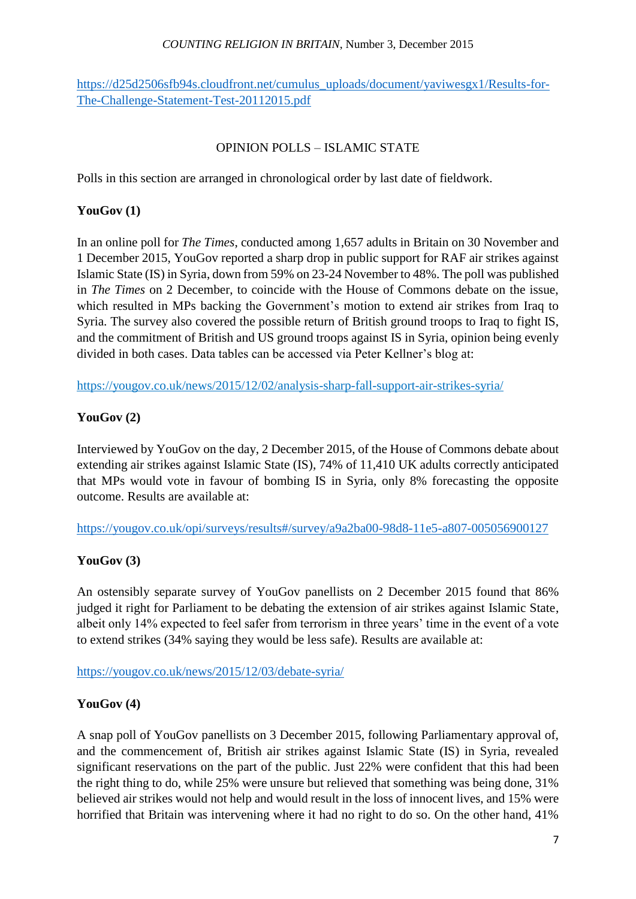https://d25d2506sfb94s.cloudfront.net/cumulus_uploads/document/yaviwesgx1/Results-for-The-Challenge-Statement-Test-20112015.pdf

## OPINION POLLS – ISLAMIC STATE

Polls in this section are arranged in chronological order by last date of fieldwork.

**YouGov (1)**

In an online poll for *The Times*, conducted among 1,657 adults in Britain on 30 November and 1 December 2015, YouGov reported a sharp drop in public support for RAF air strikes against Islamic State (IS) in Syria, down from 59% on 23-24 November to 48%. The poll was published in *The Times* on 2 December, to coincide with the House of Commons debate on the issue, which resulted in MPs backing the Government's motion to extend air strikes from Iraq to Syria. The survey also covered the possible return of British ground troops to Iraq to fight IS, and the commitment of British and US ground troops against IS in Syria, opinion being evenly divided in both cases. Data tables can be accessed via Peter Kellner's blog at:

https://yougov.co.uk/news/2015/12/02/analysis-sharp-fall-support-air-strikes-syria/

**YouGov (2)**

Interviewed by YouGov on the day, 2 December 2015, of the House of Commons debate about extending air strikes against Islamic State (IS), 74% of 11,410 UK adults correctly anticipated that MPs would vote in favour of bombing IS in Syria, only 8% forecasting the opposite outcome. Results are available at:

https://yougov.co.uk/opi/surveys/results#/survey/a9a2ba00-98d8-11e5-a807-005056900127

**YouGov (3)**

An ostensibly separate survey of YouGov panellists on 2 December 2015 found that 86% judged it right for Parliament to be debating the extension of air strikes against Islamic State, albeit only 14% expected to feel safer from terrorism in three years' time in the event of a vote to extend strikes (34% saying they would be less safe). Results are available at:

https://yougov.co.uk/news/2015/12/03/debate-syria/

**YouGov (4)**

A snap poll of YouGov panellists on 3 December 2015, following Parliamentary approval of, and the commencement of, British air strikes against Islamic State (IS) in Syria, revealed significant reservations on the part of the public. Just 22% were confident that this had been the right thing to do, while 25% were unsure but relieved that something was being done, 31% believed air strikes would not help and would result in the loss of innocent lives, and 15% were horrified that Britain was intervening where it had no right to do so. On the other hand, 41%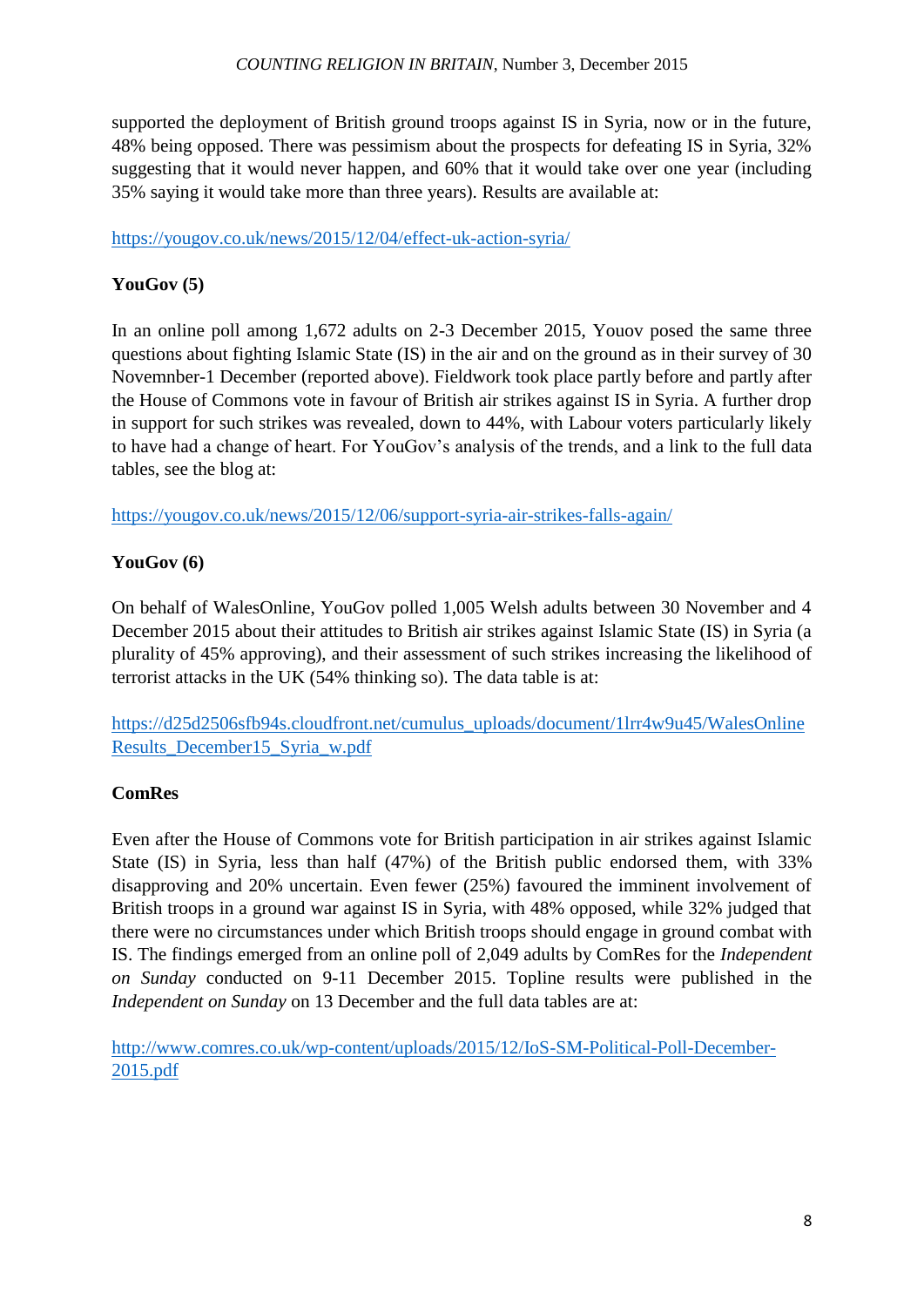supported the deployment of British ground troops against IS in Syria, now or in the future, 48% being opposed. There was pessimism about the prospects for defeating IS in Syria, 32% suggesting that it would never happen, and 60% that it would take over one year (including 35% saying it would take more than three years). Results are available at:

https://yougov.co.uk/news/2015/12/04/effect-uk-action-syria/

**YouGov (5)**

In an online poll among 1,672 adults on 2-3 December 2015, Youov posed the same three questions about fighting Islamic State (IS) in the air and on the ground as in their survey of 30 Novemnber-1 December (reported above). Fieldwork took place partly before and partly after the House of Commons vote in favour of British air strikes against IS in Syria. A further drop in support for such strikes was revealed, down to 44%, with Labour voters particularly likely to have had a change of heart. For YouGov's analysis of the trends, and a link to the full data tables, see the blog at:

https://yougov.co.uk/news/2015/12/06/support-syria-air-strikes-falls-again/

**YouGov (6)**

On behalf of WalesOnline, YouGov polled 1,005 Welsh adults between 30 November and 4 December 2015 about their attitudes to British air strikes against Islamic State (IS) in Syria (a plurality of 45% approving), and their assessment of such strikes increasing the likelihood of terrorist attacks in the UK (54% thinking so). The data table is at:

https://d25d2506sfb94s.cloudfront.net/cumulus_uploads/document/1lrr4w9u45/WalesOnlineResults_December15_Syria_w.pdf

**ComRes**

Even after the House of Commons vote for British participation in air strikes against Islamic State (IS) in Syria, less than half (47%) of the British public endorsed them, with 33% disapproving and 20% uncertain. Even fewer (25%) favoured the imminent involvement of British troops in a ground war against IS in Syria, with 48% opposed, while 32% judged that there were no circumstances under which British troops should engage in ground combat with IS. The findings emerged from an online poll of 2,049 adults by ComRes for the *Independent on Sunday* conducted on 9-11 December 2015. Topline results were published in the *Independent on Sunday* on 13 December and the full data tables are at:

http://www.comres.co.uk/wp-content/uploads/2015/12/IoS-SM-Political-Poll-December-2015.pdf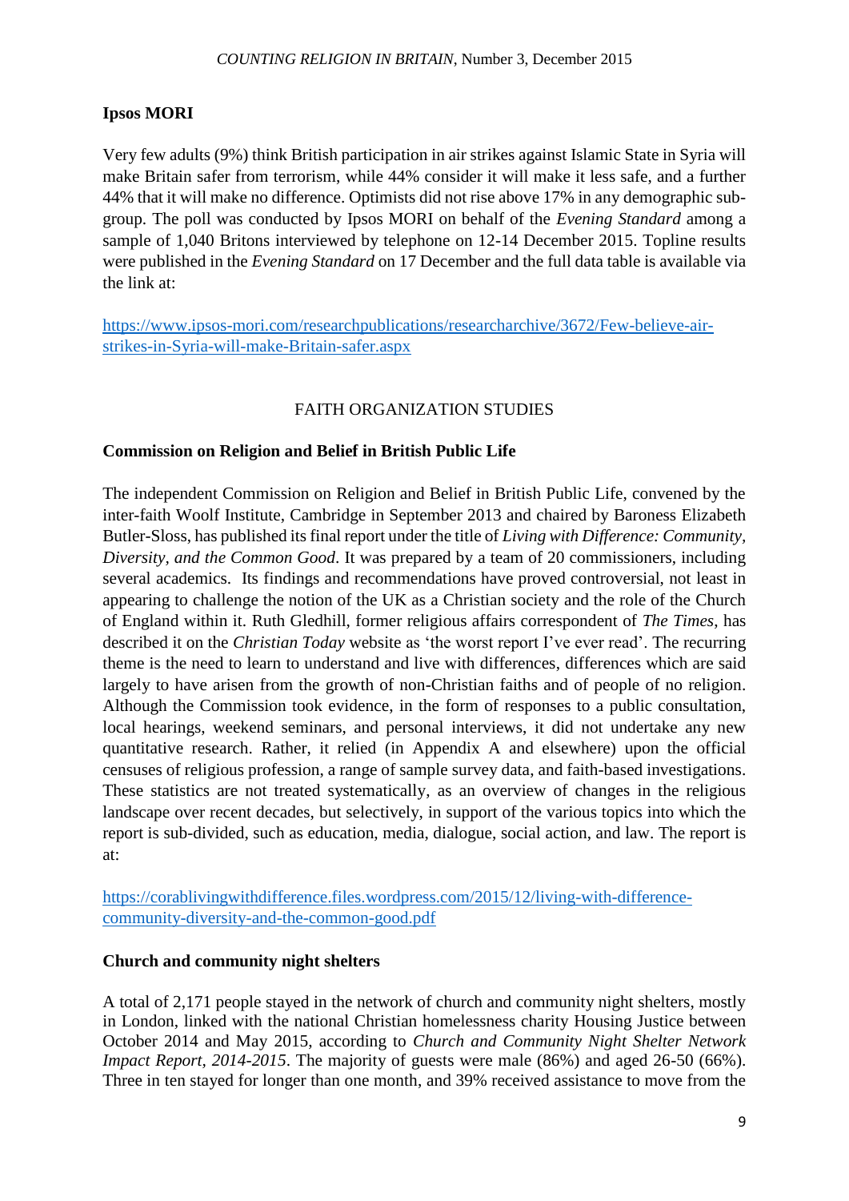**Ipsos MORI**

Very few adults (9%) think British participation in air strikes against Islamic State in Syria will make Britain safer from terrorism, while 44% consider it will make it less safe, and a further 44% that it will make no difference. Optimists did not rise above 17% in any demographic sub-group. The poll was conducted by Ipsos MORI on behalf of the *Evening Standard* among a sample of 1,040 Britons interviewed by telephone on 12-14 December 2015. Topline results were published in the *Evening Standard* on 17 December and the full data table is available via the link at:

https://www.ipsos-mori.com/researchpublications/researcharchive/3672/Few-believe-air-strikes-in-Syria-will-make-Britain-safer.aspx

## FAITH ORGANIZATION STUDIES

**Commission on Religion and Belief in British Public Life**

The independent Commission on Religion and Belief in British Public Life, convened by the inter-faith Woolf Institute, Cambridge in September 2013 and chaired by Baroness Elizabeth Butler-Sloss, has published its final report under the title of *Living with Difference: Community, Diversity, and the Common Good*. It was prepared by a team of 20 commissioners, including several academics. Its findings and recommendations have proved controversial, not least in appearing to challenge the notion of the UK as a Christian society and the role of the Church of England within it. Ruth Gledhill, former religious affairs correspondent of *The Times*, has described it on the *Christian Today* website as 'the worst report I've ever read'. The recurring theme is the need to learn to understand and live with differences, differences which are said largely to have arisen from the growth of non-Christian faiths and of people of no religion. Although the Commission took evidence, in the form of responses to a public consultation, local hearings, weekend seminars, and personal interviews, it did not undertake any new quantitative research. Rather, it relied (in Appendix A and elsewhere) upon the official censuses of religious profession, a range of sample survey data, and faith-based investigations. These statistics are not treated systematically, as an overview of changes in the religious landscape over recent decades, but selectively, in support of the various topics into which the report is sub-divided, such as education, media, dialogue, social action, and law. The report is at:

https://corablivingwithdifference.files.wordpress.com/2015/12/living-with-difference-community-diversity-and-the-common-good.pdf

**Church and community night shelters**

A total of 2,171 people stayed in the network of church and community night shelters, mostly in London, linked with the national Christian homelessness charity Housing Justice between October 2014 and May 2015, according to *Church and Community Night Shelter Network Impact Report, 2014-2015*. The majority of guests were male (86%) and aged 26-50 (66%). Three in ten stayed for longer than one month, and 39% received assistance to move from the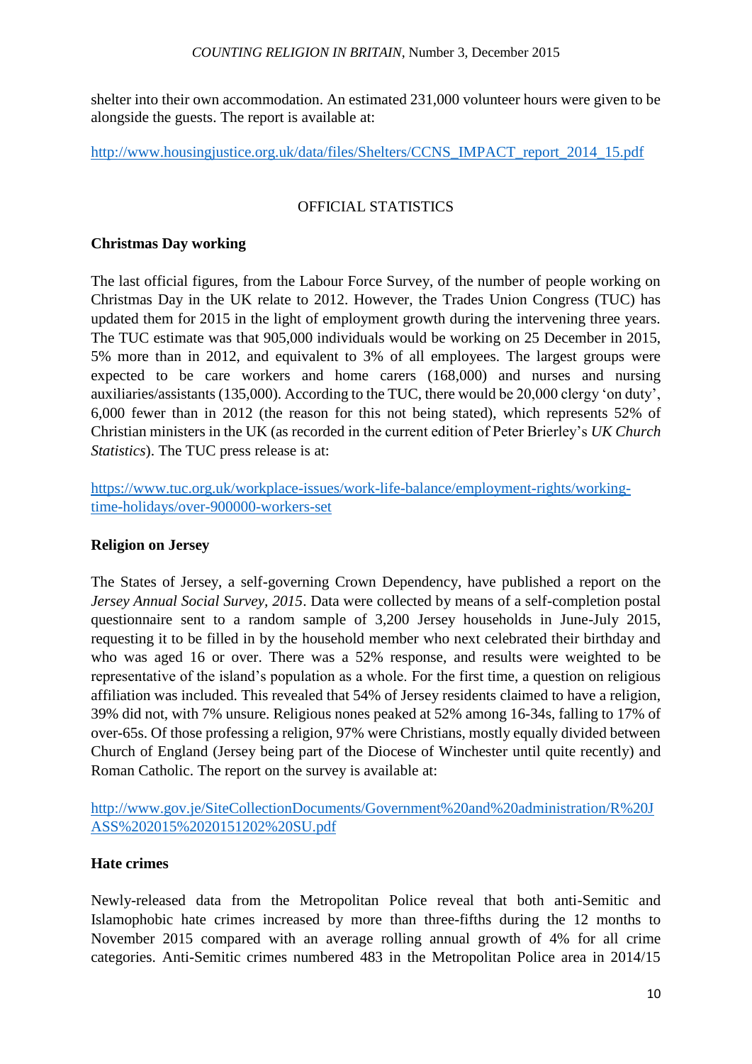shelter into their own accommodation. An estimated 231,000 volunteer hours were given to be alongside the guests. The report is available at:

http://www.housingjustice.org.uk/data/files/Shelters/CCNS_IMPACT_report_2014_15.pdf

## OFFICIAL STATISTICS

### Christmas Day working

The last official figures, from the Labour Force Survey, of the number of people working on Christmas Day in the UK relate to 2012. However, the Trades Union Congress (TUC) has updated them for 2015 in the light of employment growth during the intervening three years. The TUC estimate was that 905,000 individuals would be working on 25 December in 2015, 5% more than in 2012, and equivalent to 3% of all employees. The largest groups were expected to be care workers and home carers (168,000) and nurses and nursing auxiliaries/assistants (135,000). According to the TUC, there would be 20,000 clergy 'on duty', 6,000 fewer than in 2012 (the reason for this not being stated), which represents 52% of Christian ministers in the UK (as recorded in the current edition of Peter Brierley's *UK Church Statistics*). The TUC press release is at:

https://www.tuc.org.uk/workplace-issues/work-life-balance/employment-rights/working-time-holidays/over-900000-workers-set

### Religion on Jersey

The States of Jersey, a self-governing Crown Dependency, have published a report on the *Jersey Annual Social Survey, 2015*. Data were collected by means of a self-completion postal questionnaire sent to a random sample of 3,200 Jersey households in June-July 2015, requesting it to be filled in by the household member who next celebrated their birthday and who was aged 16 or over. There was a 52% response, and results were weighted to be representative of the island's population as a whole. For the first time, a question on religious affiliation was included. This revealed that 54% of Jersey residents claimed to have a religion, 39% did not, with 7% unsure. Religious nones peaked at 52% among 16-34s, falling to 17% of over-65s. Of those professing a religion, 97% were Christians, mostly equally divided between Church of England (Jersey being part of the Diocese of Winchester until quite recently) and Roman Catholic. The report on the survey is available at:

http://www.gov.je/SiteCollectionDocuments/Government%20and%20administration/R%20JASS%202015%2020151202%20SU.pdf

### Hate crimes

Newly-released data from the Metropolitan Police reveal that both anti-Semitic and Islamophobic hate crimes increased by more than three-fifths during the 12 months to November 2015 compared with an average rolling annual growth of 4% for all crime categories. Anti-Semitic crimes numbered 483 in the Metropolitan Police area in 2014/15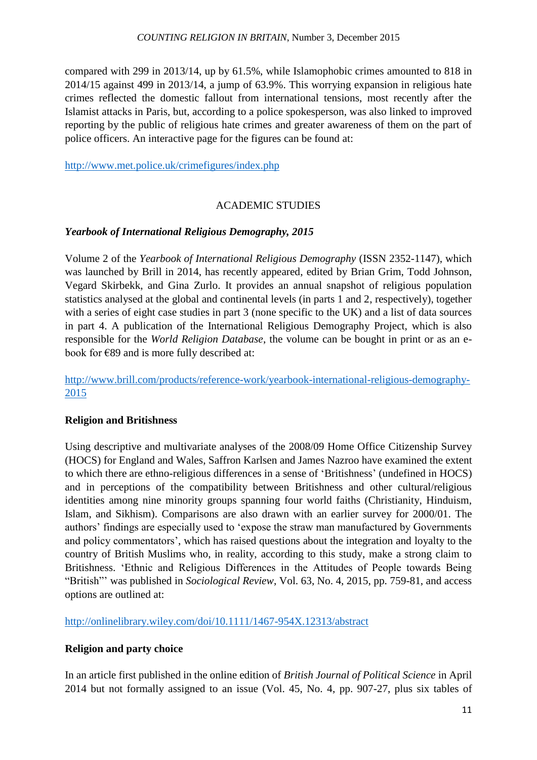compared with 299 in 2013/14, up by 61.5%, while Islamophobic crimes amounted to 818 in 2014/15 against 499 in 2013/14, a jump of 63.9%. This worrying expansion in religious hate crimes reflected the domestic fallout from international tensions, most recently after the Islamist attacks in Paris, but, according to a police spokesperson, was also linked to improved reporting by the public of religious hate crimes and greater awareness of them on the part of police officers. An interactive page for the figures can be found at:

http://www.met.police.uk/crimefigures/index.php

## ACADEMIC STUDIES

### *Yearbook of International Religious Demography, 2015*

Volume 2 of the *Yearbook of International Religious Demography* (ISSN 2352-1147), which was launched by Brill in 2014, has recently appeared, edited by Brian Grim, Todd Johnson, Vegard Skirbekk, and Gina Zurlo. It provides an annual snapshot of religious population statistics analysed at the global and continental levels (in parts 1 and 2, respectively), together with a series of eight case studies in part 3 (none specific to the UK) and a list of data sources in part 4. A publication of the International Religious Demography Project, which is also responsible for the *World Religion Database*, the volume can be bought in print or as an e-book for €89 and is more fully described at:

http://www.brill.com/products/reference-work/yearbook-international-religious-demography-2015

### Religion and Britishness

Using descriptive and multivariate analyses of the 2008/09 Home Office Citizenship Survey (HOCS) for England and Wales, Saffron Karlsen and James Nazroo have examined the extent to which there are ethno-religious differences in a sense of 'Britishness' (undefined in HOCS) and in perceptions of the compatibility between Britishness and other cultural/religious identities among nine minority groups spanning four world faiths (Christianity, Hinduism, Islam, and Sikhism). Comparisons are also drawn with an earlier survey for 2000/01. The authors' findings are especially used to 'expose the straw man manufactured by Governments and policy commentators', which has raised questions about the integration and loyalty to the country of British Muslims who, in reality, according to this study, make a strong claim to Britishness. 'Ethnic and Religious Differences in the Attitudes of People towards Being "British"' was published in *Sociological Review*, Vol. 63, No. 4, 2015, pp. 759-81, and access options are outlined at:

http://onlinelibrary.wiley.com/doi/10.1111/1467-954X.12313/abstract

### Religion and party choice

In an article first published in the online edition of *British Journal of Political Science* in April 2014 but not formally assigned to an issue (Vol. 45, No. 4, pp. 907-27, plus six tables of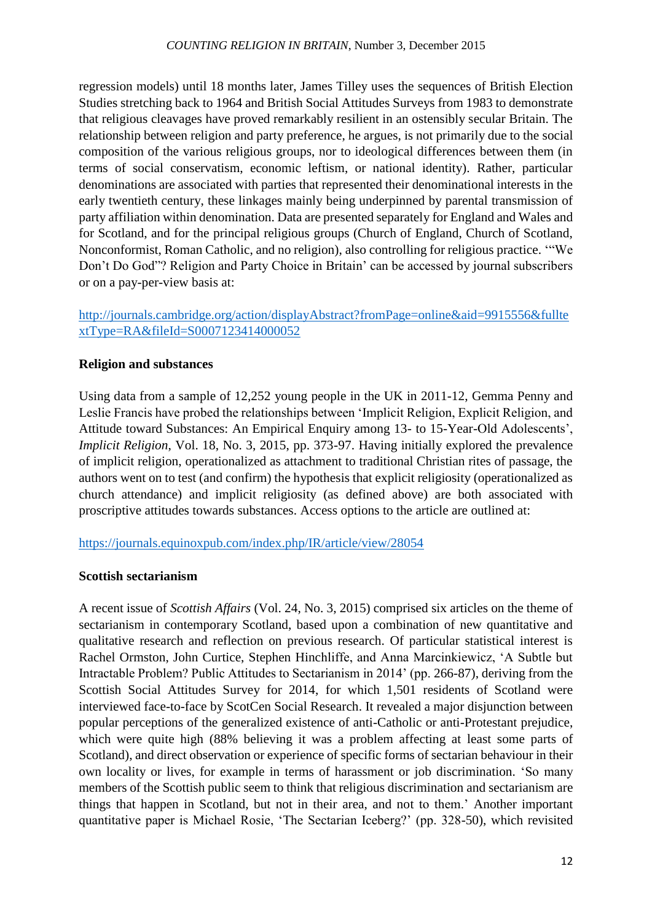regression models) until 18 months later, James Tilley uses the sequences of British Election Studies stretching back to 1964 and British Social Attitudes Surveys from 1983 to demonstrate that religious cleavages have proved remarkably resilient in an ostensibly secular Britain. The relationship between religion and party preference, he argues, is not primarily due to the social composition of the various religious groups, nor to ideological differences between them (in terms of social conservatism, economic leftism, or national identity). Rather, particular denominations are associated with parties that represented their denominational interests in the early twentieth century, these linkages mainly being underpinned by parental transmission of party affiliation within denomination. Data are presented separately for England and Wales and for Scotland, and for the principal religious groups (Church of England, Church of Scotland, Nonconformist, Roman Catholic, and no religion), also controlling for religious practice. '"We Don't Do God"? Religion and Party Choice in Britain' can be accessed by journal subscribers or on a pay-per-view basis at:

http://journals.cambridge.org/action/displayAbstract?fromPage=online&aid=9915556&fulltextType=RA&fileId=S0007123414000052

**Religion and substances**

Using data from a sample of 12,252 young people in the UK in 2011-12, Gemma Penny and Leslie Francis have probed the relationships between 'Implicit Religion, Explicit Religion, and Attitude toward Substances: An Empirical Enquiry among 13- to 15-Year-Old Adolescents', *Implicit Religion*, Vol. 18, No. 3, 2015, pp. 373-97. Having initially explored the prevalence of implicit religion, operationalized as attachment to traditional Christian rites of passage, the authors went on to test (and confirm) the hypothesis that explicit religiosity (operationalized as church attendance) and implicit religiosity (as defined above) are both associated with proscriptive attitudes towards substances. Access options to the article are outlined at:

https://journals.equinoxpub.com/index.php/IR/article/view/28054

**Scottish sectarianism**

A recent issue of *Scottish Affairs* (Vol. 24, No. 3, 2015) comprised six articles on the theme of sectarianism in contemporary Scotland, based upon a combination of new quantitative and qualitative research and reflection on previous research. Of particular statistical interest is Rachel Ormston, John Curtice, Stephen Hinchliffe, and Anna Marcinkiewicz, 'A Subtle but Intractable Problem? Public Attitudes to Sectarianism in 2014' (pp. 266-87), deriving from the Scottish Social Attitudes Survey for 2014, for which 1,501 residents of Scotland were interviewed face-to-face by ScotCen Social Research. It revealed a major disjunction between popular perceptions of the generalized existence of anti-Catholic or anti-Protestant prejudice, which were quite high (88% believing it was a problem affecting at least some parts of Scotland), and direct observation or experience of specific forms of sectarian behaviour in their own locality or lives, for example in terms of harassment or job discrimination. 'So many members of the Scottish public seem to think that religious discrimination and sectarianism are things that happen in Scotland, but not in their area, and not to them.' Another important quantitative paper is Michael Rosie, 'The Sectarian Iceberg?' (pp. 328-50), which revisited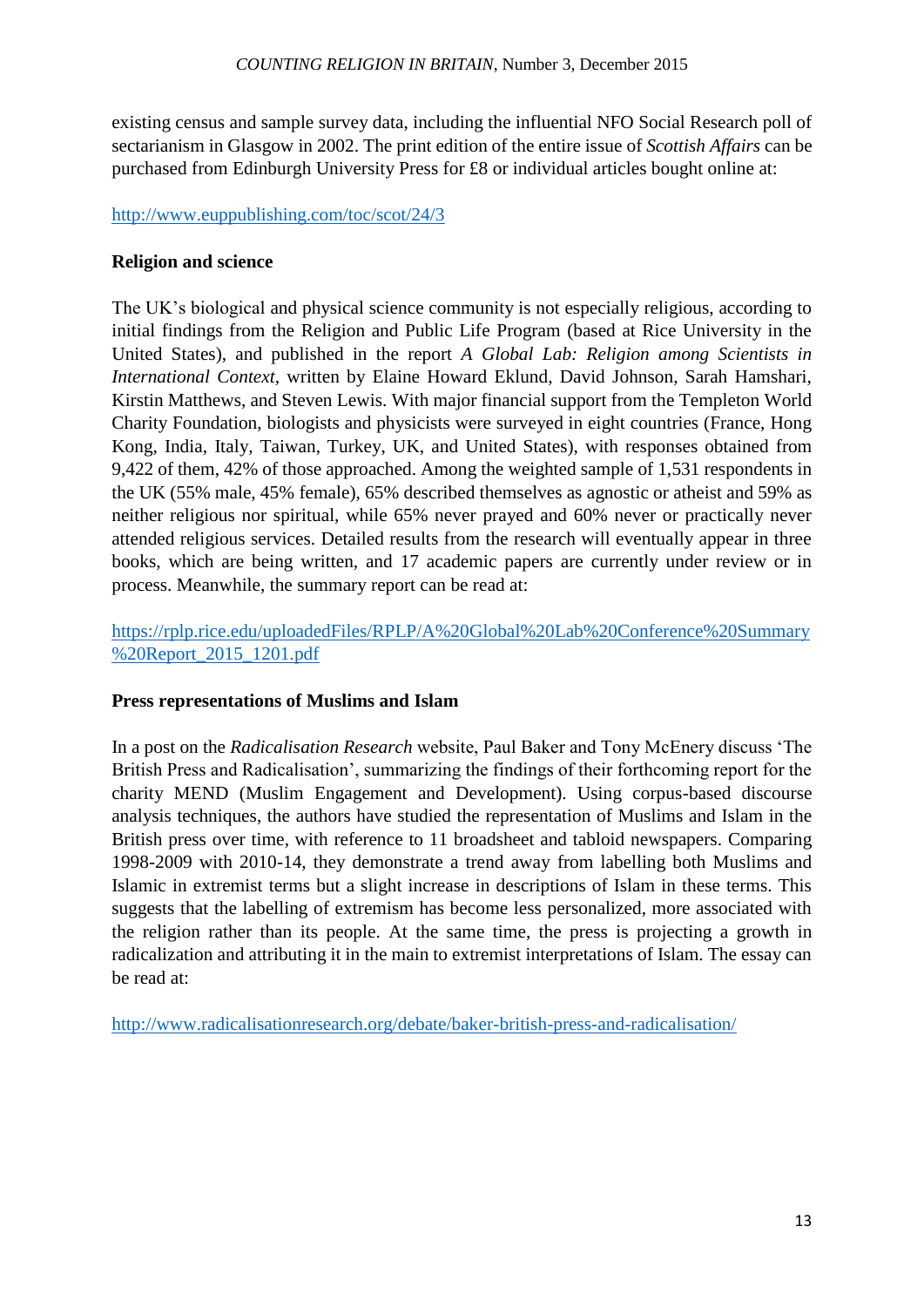existing census and sample survey data, including the influential NFO Social Research poll of sectarianism in Glasgow in 2002. The print edition of the entire issue of *Scottish Affairs* can be purchased from Edinburgh University Press for £8 or individual articles bought online at:

http://www.euppublishing.com/toc/scot/24/3

**Religion and science**

The UK's biological and physical science community is not especially religious, according to initial findings from the Religion and Public Life Program (based at Rice University in the United States), and published in the report *A Global Lab: Religion among Scientists in International Context*, written by Elaine Howard Eklund, David Johnson, Sarah Hamshari, Kirstin Matthews, and Steven Lewis. With major financial support from the Templeton World Charity Foundation, biologists and physicists were surveyed in eight countries (France, Hong Kong, India, Italy, Taiwan, Turkey, UK, and United States), with responses obtained from 9,422 of them, 42% of those approached. Among the weighted sample of 1,531 respondents in the UK (55% male, 45% female), 65% described themselves as agnostic or atheist and 59% as neither religious nor spiritual, while 65% never prayed and 60% never or practically never attended religious services. Detailed results from the research will eventually appear in three books, which are being written, and 17 academic papers are currently under review or in process. Meanwhile, the summary report can be read at:

https://rplp.rice.edu/uploadedFiles/RPLP/A%20Global%20Lab%20Conference%20Summary%20Report_2015_1201.pdf

**Press representations of Muslims and Islam**

In a post on the *Radicalisation Research* website, Paul Baker and Tony McEnery discuss 'The British Press and Radicalisation', summarizing the findings of their forthcoming report for the charity MEND (Muslim Engagement and Development). Using corpus-based discourse analysis techniques, the authors have studied the representation of Muslims and Islam in the British press over time, with reference to 11 broadsheet and tabloid newspapers. Comparing 1998-2009 with 2010-14, they demonstrate a trend away from labelling both Muslims and Islamic in extremist terms but a slight increase in descriptions of Islam in these terms. This suggests that the labelling of extremism has become less personalized, more associated with the religion rather than its people. At the same time, the press is projecting a growth in radicalization and attributing it in the main to extremist interpretations of Islam. The essay can be read at:

http://www.radicalisationresearch.org/debate/baker-british-press-and-radicalisation/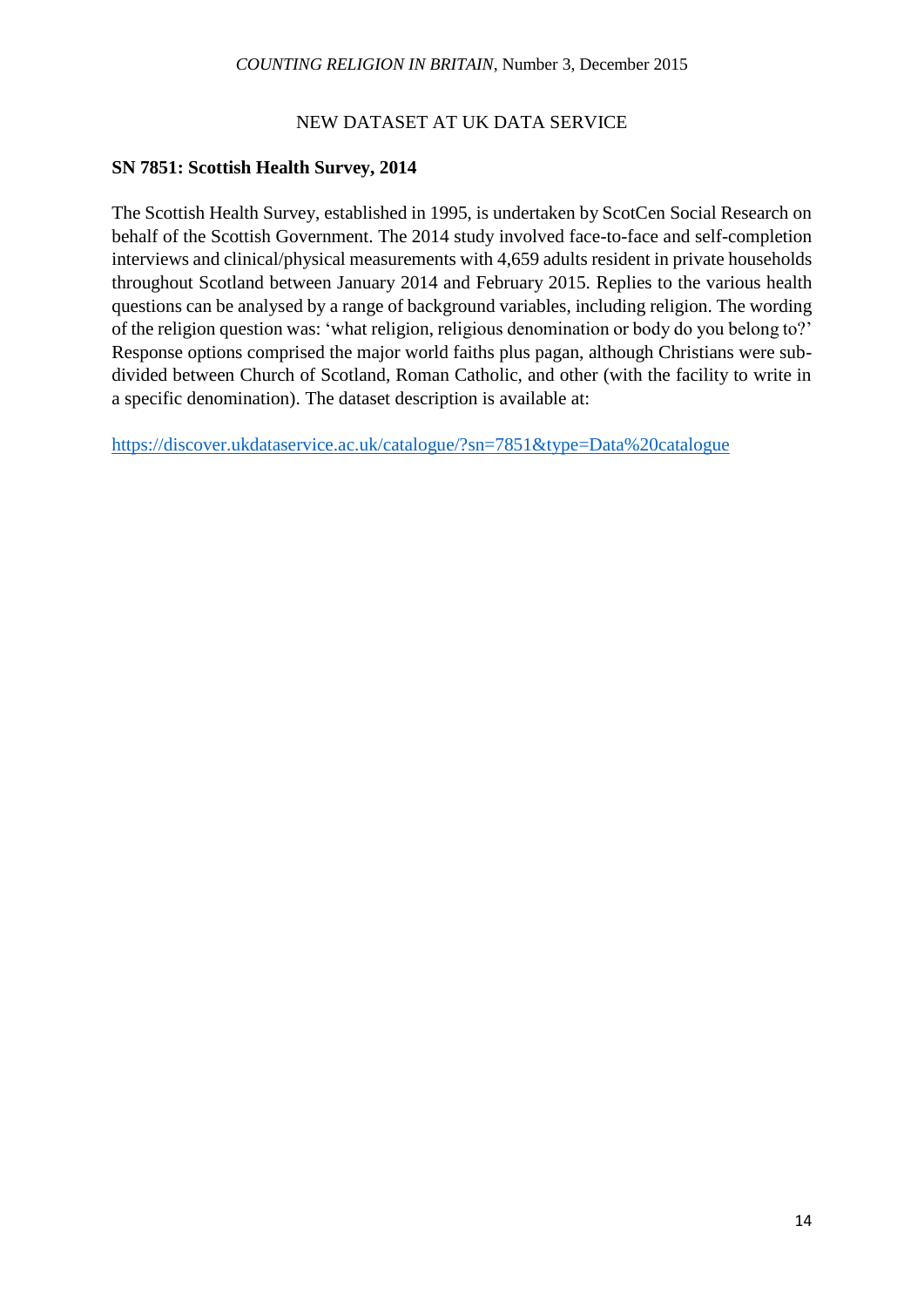NEW DATASET AT UK DATA SERVICE

**SN 7851: Scottish Health Survey, 2014**

The Scottish Health Survey, established in 1995, is undertaken by ScotCen Social Research on behalf of the Scottish Government. The 2014 study involved face-to-face and self-completion interviews and clinical/physical measurements with 4,659 adults resident in private households throughout Scotland between January 2014 and February 2015. Replies to the various health questions can be analysed by a range of background variables, including religion. The wording of the religion question was: 'what religion, religious denomination or body do you belong to?' Response options comprised the major world faiths plus pagan, although Christians were sub-divided between Church of Scotland, Roman Catholic, and other (with the facility to write in a specific denomination). The dataset description is available at:

https://discover.ukdataservice.ac.uk/catalogue/?sn=7851&type=Data%20catalogue